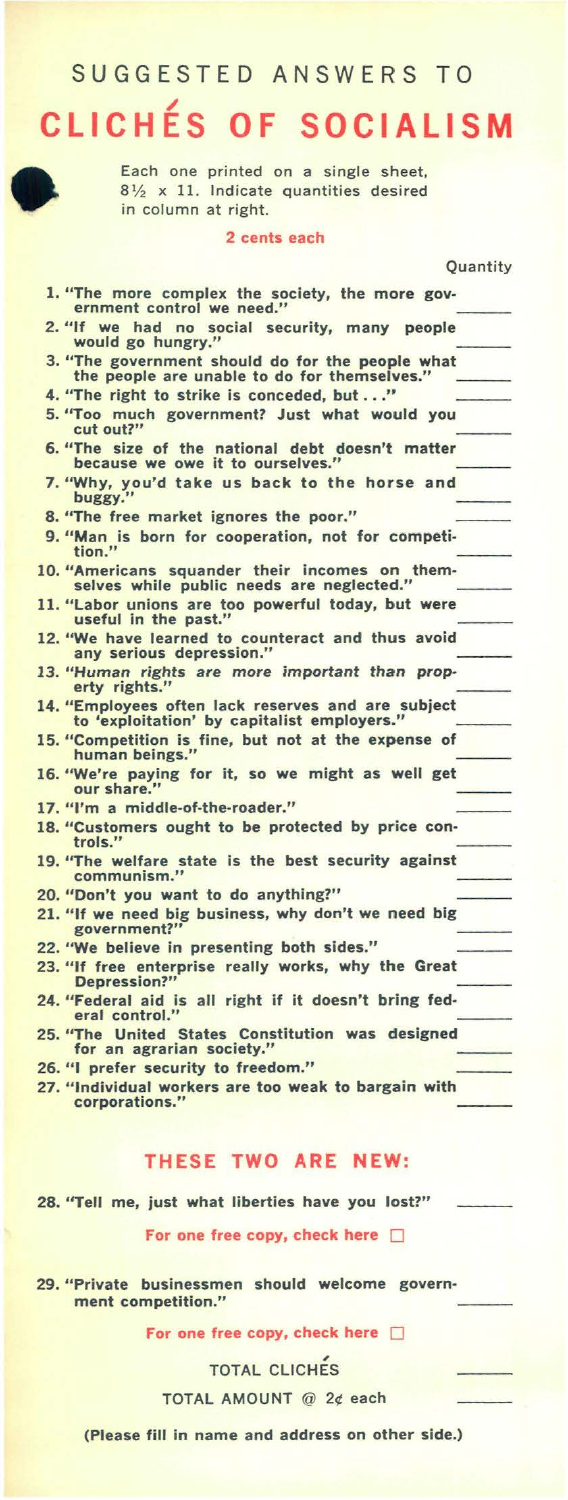# SUGGESTED ANSWERS TO

# CLICHÉS OF SOCIALISM

Each one printed on a single sheet, 8½ x 11. Indicate quantities desired in column at right.

**2 cents each**

Quantity

1. **"The more complex the society, the more government control we need."** ______
2. **"If we had no social security, many people would go hungry."** ______
3. **"The government should do for the people what the people are unable to do for themselves."** ______
4. **"The right to strike is conceded, but . . ."** ______
5. **"Too much government? Just what would you cut out?"** ______
6. **"The size of the national debt doesn't matter because we owe it to ourselves."** ______
7. **"Why, you'd take us back to the horse and buggy."** ______
8. **"The free market ignores the poor."** ______
9. **"Man is born for cooperation, not for competition."** ______
10. **"Americans squander their incomes on themselves while public needs are neglected."** ______
11. **"Labor unions are too powerful today, but were useful in the past."** ______
12. **"We have learned to counteract and thus avoid any serious depression."** ______
13. ***"Human rights are more important than property rights."*** ______
14. **"Employees often lack reserves and are subject to 'exploitation' by capitalist employers."** ______
15. **"Competition is fine, but not at the expense of human beings."** ______
16. **"We're paying for it, so we might as well get our share."** ______
17. **"I'm a middle-of-the-roader."** ______
18. **"Customers ought to be protected by price controls."** ______
19. **"The welfare state is the best security against communism."** ______
20. **"Don't you want to do anything?"** ______
21. **"If we need big business, why don't we need big government?"** ______
22. **"We believe in presenting both sides."** ______
23. **"If free enterprise really works, why the Great Depression?"** ______
24. **"Federal aid is all right if it doesn't bring federal control."** ______
25. **"The United States Constitution was designed for an agrarian society."** ______
26. **"I prefer security to freedom."** ______
27. **"Individual workers are too weak to bargain with corporations."** ______

## THESE TWO ARE NEW:

28. **"Tell me, just what liberties have you lost?"** ______

**For one free copy, check here** ☐

29. **"Private businessmen should welcome government competition."** ______

**For one free copy, check here** ☐

TOTAL CLICHÉS ______

TOTAL AMOUNT @ 2¢ each ______

**(Please fill in name and address on other side.)**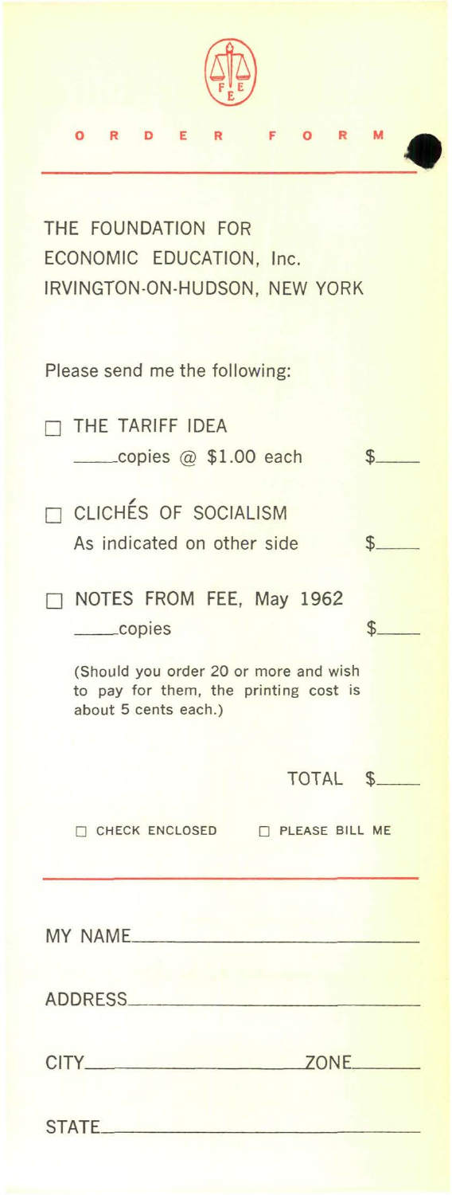ORDER FORM

THE FOUNDATION FOR
ECONOMIC EDUCATION, Inc.
IRVINGTON-ON-HUDSON, NEW YORK

Please send me the following:

☐ THE TARIFF IDEA
____copies @ $1.00 each $____

☐ CLICHÉS OF SOCIALISM
As indicated on other side $____

☐ NOTES FROM FEE, May 1962
____copies $____

(Should you order 20 or more and wish to pay for them, the printing cost is about 5 cents each.)

TOTAL $____

☐ CHECK ENCLOSED ☐ PLEASE BILL ME

MY NAME____________________

ADDRESS____________________

CITY______________ ZONE______

STATE______________________